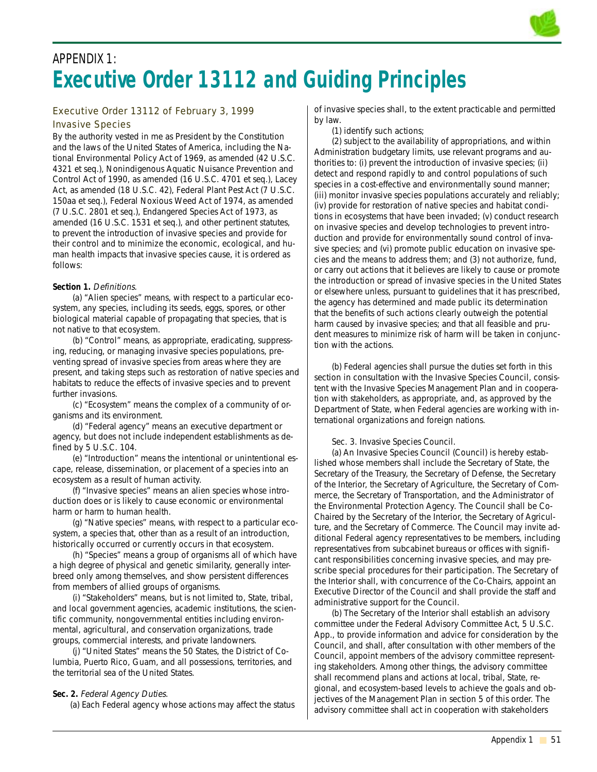# APPENDIX 1: Executive Order 13112 and Guiding Principles

## Executive Order 13112 of February 3, 1999

### Invasive Species

By the authority vested in me as President by the Constitution and the laws of the United States of America, including the National Environmental Policy Act of 1969, as amended (42 U.S.C. 4321 et seq.), Nonindigenous Aquatic Nuisance Prevention and Control Act of 1990, as amended (16 U.S.C. 4701 et seq.), Lacey Act, as amended (18 U.S.C. 42), Federal Plant Pest Act (7 U.S.C. 150aa et seq.), Federal Noxious Weed Act of 1974, as amended (7 U.S.C. 2801 et seq.), Endangered Species Act of 1973, as amended (16 U.S.C. 1531 et seq.), and other pertinent statutes, to prevent the introduction of invasive species and provide for their control and to minimize the economic, ecological, and human health impacts that invasive species cause, it is ordered as follows:

**Section 1.** *Definitions.*

(a) "Alien species" means, with respect to a particular ecosystem, any species, including its seeds, eggs, spores, or other biological material capable of propagating that species, that is not native to that ecosystem.

(b) "Control" means, as appropriate, eradicating, suppressing, reducing, or managing invasive species populations, preventing spread of invasive species from areas where they are present, and taking steps such as restoration of native species and habitats to reduce the effects of invasive species and to prevent further invasions.

(c) "Ecosystem" means the complex of a community of organisms and its environment.

(d) "Federal agency" means an executive department or agency, but does not include independent establishments as defined by 5 U.S.C. 104.

(e) "Introduction" means the intentional or unintentional escape, release, dissemination, or placement of a species into an ecosystem as a result of human activity.

(f) "Invasive species" means an alien species whose introduction does or is likely to cause economic or environmental harm or harm to human health.

(g) "Native species" means, with respect to a particular ecosystem, a species that, other than as a result of an introduction, historically occurred or currently occurs in that ecosystem.

(h) "Species" means a group of organisms all of which have a high degree of physical and genetic similarity, generally interbreed only among themselves, and show persistent differences from members of allied groups of organisms.

(i) "Stakeholders" means, but is not limited to, State, tribal, and local government agencies, academic institutions, the scientific community, nongovernmental entities including environmental, agricultural, and conservation organizations, trade groups, commercial interests, and private landowners.

(j) "United States" means the 50 States, the District of Columbia, Puerto Rico, Guam, and all possessions, territories, and the territorial sea of the United States.

**Sec. 2.** *Federal Agency Duties.*

(a) Each Federal agency whose actions may affect the status of invasive species shall, to the extent practicable and permitted by law.

(1) identify such actions;

(2) subject to the availability of appropriations, and within Administration budgetary limits, use relevant programs and authorities to: (i) prevent the introduction of invasive species; (ii) detect and respond rapidly to and control populations of such species in a cost-effective and environmentally sound manner; (iii) monitor invasive species populations accurately and reliably; (iv) provide for restoration of native species and habitat conditions in ecosystems that have been invaded; (v) conduct research on invasive species and develop technologies to prevent introduction and provide for environmentally sound control of invasive species; and (vi) promote public education on invasive species and the means to address them; and (3) not authorize, fund, or carry out actions that it believes are likely to cause or promote the introduction or spread of invasive species in the United States or elsewhere unless, pursuant to guidelines that it has prescribed, the agency has determined and made public its determination that the benefits of such actions clearly outweigh the potential harm caused by invasive species; and that all feasible and prudent measures to minimize risk of harm will be taken in conjunction with the actions.

(b) Federal agencies shall pursue the duties set forth in this section in consultation with the Invasive Species Council, consistent with the Invasive Species Management Plan and in cooperation with stakeholders, as appropriate, and, as approved by the Department of State, when Federal agencies are working with international organizations and foreign nations.

Sec. 3. Invasive Species Council.

(a) An Invasive Species Council (Council) is hereby established whose members shall include the Secretary of State, the Secretary of the Treasury, the Secretary of Defense, the Secretary of the Interior, the Secretary of Agriculture, the Secretary of Commerce, the Secretary of Transportation, and the Administrator of the Environmental Protection Agency. The Council shall be Co-Chaired by the Secretary of the Interior, the Secretary of Agriculture, and the Secretary of Commerce. The Council may invite additional Federal agency representatives to be members, including representatives from subcabinet bureaus or offices with significant responsibilities concerning invasive species, and may prescribe special procedures for their participation. The Secretary of the Interior shall, with concurrence of the Co-Chairs, appoint an Executive Director of the Council and shall provide the staff and administrative support for the Council.

(b) The Secretary of the Interior shall establish an advisory committee under the Federal Advisory Committee Act, 5 U.S.C. App., to provide information and advice for consideration by the Council, and shall, after consultation with other members of the Council, appoint members of the advisory committee representing stakeholders. Among other things, the advisory committee shall recommend plans and actions at local, tribal, State, regional, and ecosystem-based levels to achieve the goals and objectives of the Management Plan in section 5 of this order. The advisory committee shall act in cooperation with stakeholders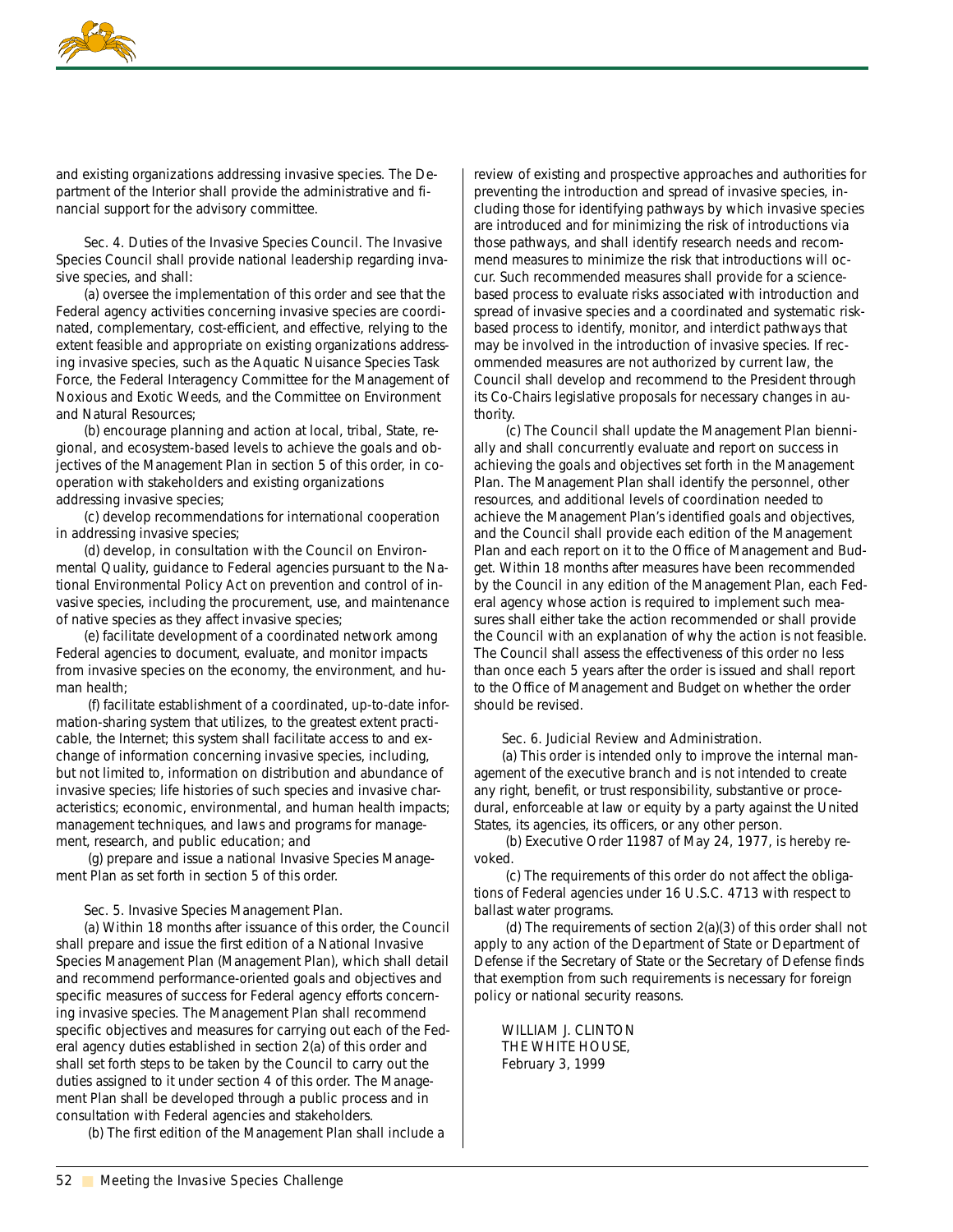and existing organizations addressing invasive species. The Department of the Interior shall provide the administrative and financial support for the advisory committee.

Sec. 4. Duties of the Invasive Species Council. The Invasive Species Council shall provide national leadership regarding invasive species, and shall:

(a) oversee the implementation of this order and see that the Federal agency activities concerning invasive species are coordinated, complementary, cost-efficient, and effective, relying to the extent feasible and appropriate on existing organizations addressing invasive species, such as the Aquatic Nuisance Species Task Force, the Federal Interagency Committee for the Management of Noxious and Exotic Weeds, and the Committee on Environment and Natural Resources;

(b) encourage planning and action at local, tribal, State, regional, and ecosystem-based levels to achieve the goals and objectives of the Management Plan in section 5 of this order, in cooperation with stakeholders and existing organizations addressing invasive species;

(c) develop recommendations for international cooperation in addressing invasive species;

(d) develop, in consultation with the Council on Environmental Quality, guidance to Federal agencies pursuant to the National Environmental Policy Act on prevention and control of invasive species, including the procurement, use, and maintenance of native species as they affect invasive species;

(e) facilitate development of a coordinated network among Federal agencies to document, evaluate, and monitor impacts from invasive species on the economy, the environment, and human health;

(f) facilitate establishment of a coordinated, up-to-date information-sharing system that utilizes, to the greatest extent practicable, the Internet; this system shall facilitate access to and exchange of information concerning invasive species, including, but not limited to, information on distribution and abundance of invasive species; life histories of such species and invasive characteristics; economic, environmental, and human health impacts; management techniques, and laws and programs for management, research, and public education; and

(g) prepare and issue a national Invasive Species Management Plan as set forth in section 5 of this order.

Sec. 5. Invasive Species Management Plan.

(a) Within 18 months after issuance of this order, the Council shall prepare and issue the first edition of a National Invasive Species Management Plan (Management Plan), which shall detail and recommend performance-oriented goals and objectives and specific measures of success for Federal agency efforts concerning invasive species. The Management Plan shall recommend specific objectives and measures for carrying out each of the Federal agency duties established in section 2(a) of this order and shall set forth steps to be taken by the Council to carry out the duties assigned to it under section 4 of this order. The Management Plan shall be developed through a public process and in consultation with Federal agencies and stakeholders.

(b) The first edition of the Management Plan shall include a review of existing and prospective approaches and authorities for preventing the introduction and spread of invasive species, including those for identifying pathways by which invasive species are introduced and for minimizing the risk of introductions via those pathways, and shall identify research needs and recommend measures to minimize the risk that introductions will occur. Such recommended measures shall provide for a science-based process to evaluate risks associated with introduction and spread of invasive species and a coordinated and systematic risk-based process to identify, monitor, and interdict pathways that may be involved in the introduction of invasive species. If recommended measures are not authorized by current law, the Council shall develop and recommend to the President through its Co-Chairs legislative proposals for necessary changes in authority.

(c) The Council shall update the Management Plan biennially and shall concurrently evaluate and report on success in achieving the goals and objectives set forth in the Management Plan. The Management Plan shall identify the personnel, other resources, and additional levels of coordination needed to achieve the Management Plan's identified goals and objectives, and the Council shall provide each edition of the Management Plan and each report on it to the Office of Management and Budget. Within 18 months after measures have been recommended by the Council in any edition of the Management Plan, each Federal agency whose action is required to implement such measures shall either take the action recommended or shall provide the Council with an explanation of why the action is not feasible. The Council shall assess the effectiveness of this order no less than once each 5 years after the order is issued and shall report to the Office of Management and Budget on whether the order should be revised.

Sec. 6. Judicial Review and Administration.

(a) This order is intended only to improve the internal management of the executive branch and is not intended to create any right, benefit, or trust responsibility, substantive or procedural, enforceable at law or equity by a party against the United States, its agencies, its officers, or any other person.

(b) Executive Order 11987 of May 24, 1977, is hereby revoked.

(c) The requirements of this order do not affect the obligations of Federal agencies under 16 U.S.C. 4713 with respect to ballast water programs.

(d) The requirements of section 2(a)(3) of this order shall not apply to any action of the Department of State or Department of Defense if the Secretary of State or the Secretary of Defense finds that exemption from such requirements is necessary for foreign policy or national security reasons.

WILLIAM J. CLINTON
THE WHITE HOUSE,
February 3, 1999